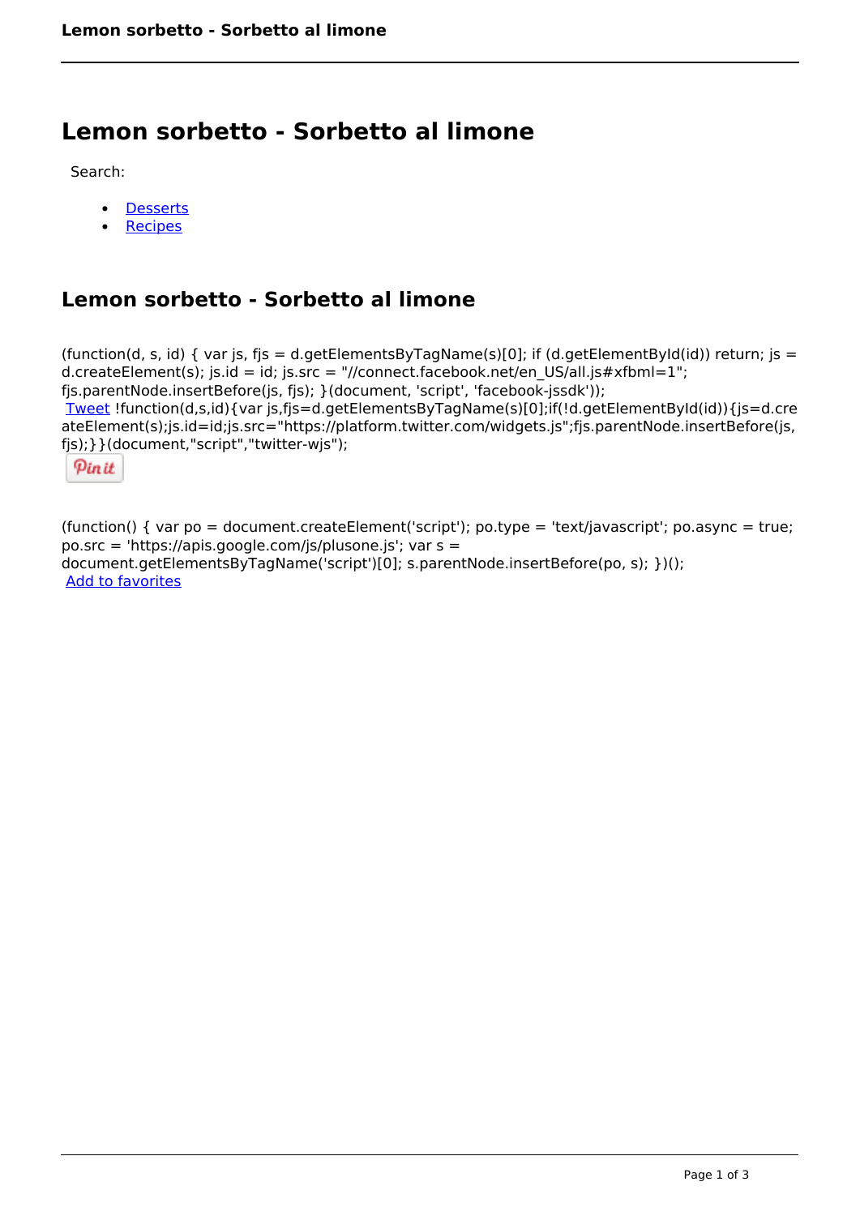# Lemon sorbetto - Sorbetto al limone

Search:

- Desserts
- Recipes

## Lemon sorbetto - Sorbetto al limone

(function(d, s, id) { var js, fjs = d.getElementsByTagName(s)[0]; if (d.getElementById(id)) return; js = d.createElement(s); js.id = id; js.src = "//connect.facebook.net/en_US/all.js#xfbml=1"; fjs.parentNode.insertBefore(js, fjs); }(document, 'script', 'facebook-jssdk'));
Tweet !function(d,s,id){var js,fjs=d.getElementsByTagName(s)[0];if(!d.getElementById(id)){js=d.createElement(s);js.id=id;js.src="https://platform.twitter.com/widgets.js";fjs.parentNode.insertBefore(js,fjs);}}(document,"script","twitter-wjs");

Pin it

(function() { var po = document.createElement('script'); po.type = 'text/javascript'; po.async = true; po.src = 'https://apis.google.com/js/plusone.js'; var s = document.getElementsByTagName('script')[0]; s.parentNode.insertBefore(po, s); })();
Add to favorites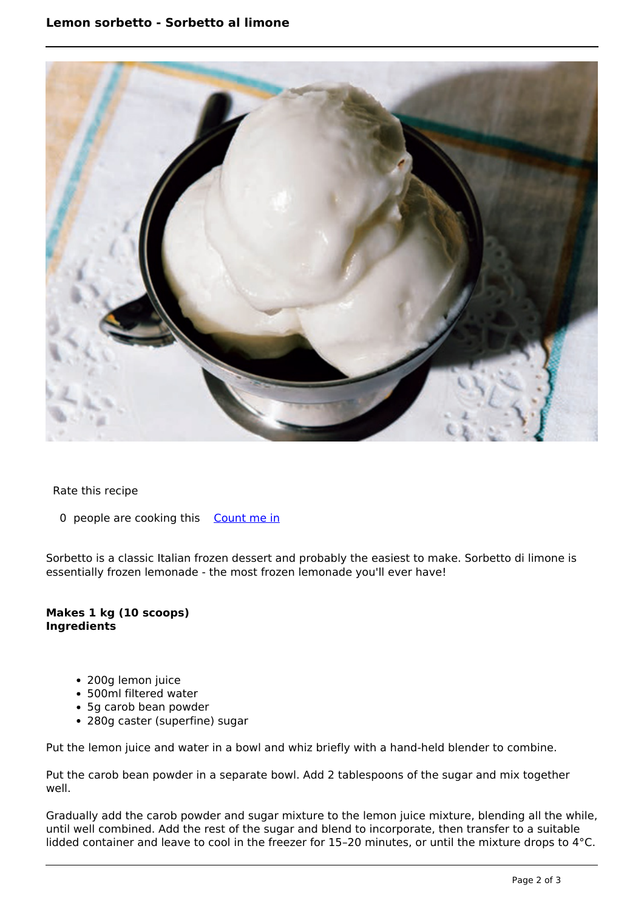# Lemon sorbetto - Sorbetto al limone

Rate this recipe

0 people are cooking this [Count me in]

Sorbetto is a classic Italian frozen dessert and probably the easiest to make. Sorbetto di limone is essentially frozen lemonade - the most frozen lemonade you'll ever have!

**Makes 1 kg (10 scoops)**
**Ingredients**

- 200g lemon juice
- 500ml filtered water
- 5g carob bean powder
- 280g caster (superfine) sugar

Put the lemon juice and water in a bowl and whiz briefly with a hand-held blender to combine.

Put the carob bean powder in a separate bowl. Add 2 tablespoons of the sugar and mix together well.

Gradually add the carob powder and sugar mixture to the lemon juice mixture, blending all the while, until well combined. Add the rest of the sugar and blend to incorporate, then transfer to a suitable lidded container and leave to cool in the freezer for 15–20 minutes, or until the mixture drops to 4°C.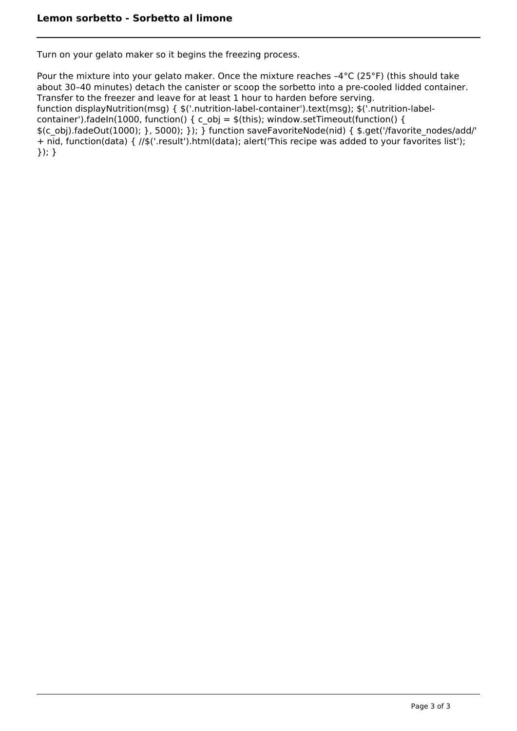Turn on your gelato maker so it begins the freezing process.

Pour the mixture into your gelato maker. Once the mixture reaches –4°C (25°F) (this should take about 30–40 minutes) detach the canister or scoop the sorbetto into a pre-cooled lidded container. Transfer to the freezer and leave for at least 1 hour to harden before serving.

```
function displayNutrition(msg) { $('.nutrition-label-container').text(msg); $('.nutrition-label-container').fadeIn(1000, function() { c_obj = $(this); window.setTimeout(function() { $(c_obj).fadeOut(1000); }, 5000); }); } function saveFavoriteNode(nid) { $.get('/favorite_nodes/add/' + nid, function(data) { //$('.result').html(data); alert('This recipe was added to your favorites list'); }); }
```